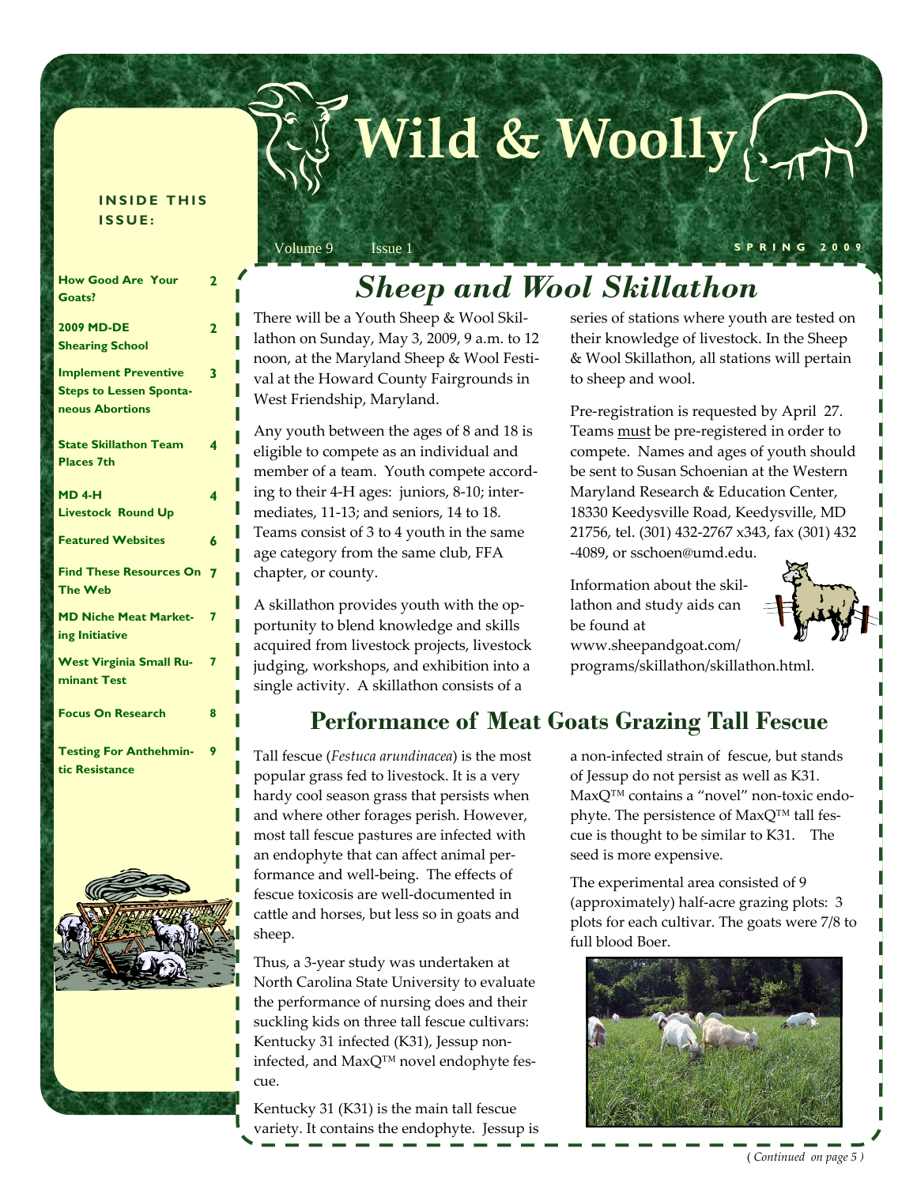# Wild & Woolly

Volume 9 Issue 1 SPRING 2009

**INSIDE THIS ISSUE:**

| | |
|---|---|
| How Good Are Your Goats? | 2 |
| 2009 MD-DE Shearing School | 2 |
| Implement Preventive Steps to Lessen Spontaneous Abortions | 3 |
| State Skillathon Team Places 7th | 4 |
| MD 4-H Livestock Round Up | 4 |
| Featured Websites | 6 |
| Find These Resources On The Web | 7 |
| MD Niche Meat Marketing Initiative | 7 |
| West Virginia Small Ruminant Test | 7 |
| Focus On Research | 8 |
| Testing For Anthehmintic Resistance | 9 |

## *Sheep and Wool Skillathon*

There will be a Youth Sheep & Wool Skillathon on Sunday, May 3, 2009, 9 a.m. to 12 noon, at the Maryland Sheep & Wool Festival at the Howard County Fairgrounds in West Friendship, Maryland.

Any youth between the ages of 8 and 18 is eligible to compete as an individual and member of a team. Youth compete according to their 4-H ages: juniors, 8-10; intermediates, 11-13; and seniors, 14 to 18. Teams consist of 3 to 4 youth in the same age category from the same club, FFA chapter, or county.

A skillathon provides youth with the opportunity to blend knowledge and skills acquired from livestock projects, livestock judging, workshops, and exhibition into a single activity. A skillathon consists of a series of stations where youth are tested on their knowledge of livestock. In the Sheep & Wool Skillathon, all stations will pertain to sheep and wool.

Pre-registration is requested by April 27. Teams must be pre-registered in order to compete. Names and ages of youth should be sent to Susan Schoenian at the Western Maryland Research & Education Center, 18330 Keedysville Road, Keedysville, MD 21756, tel. (301) 432-2767 x343, fax (301) 432-4089, or sschoen@umd.edu.

Information about the skillathon and study aids can be found at www.sheepandgoat.com/programs/skillathon/skillathon.html.

## Performance of Meat Goats Grazing Tall Fescue

Tall fescue (*Festuca arundinacea*) is the most popular grass fed to livestock. It is a very hardy cool season grass that persists when and where other forages perish. However, most tall fescue pastures are infected with an endophyte that can affect animal performance and well-being. The effects of fescue toxicosis are well-documented in cattle and horses, but less so in goats and sheep.

Thus, a 3-year study was undertaken at North Carolina State University to evaluate the performance of nursing does and their suckling kids on three tall fescue cultivars: Kentucky 31 infected (K31), Jessup non-infected, and MaxQ™ novel endophyte fescue.

Kentucky 31 (K31) is the main tall fescue variety. It contains the endophyte. Jessup is a non-infected strain of fescue, but stands of Jessup do not persist as well as K31. MaxQ™ contains a "novel" non-toxic endophyte. The persistence of MaxQ™ tall fescue is thought to be similar to K31. The seed is more expensive.

The experimental area consisted of 9 (approximately) half-acre grazing plots: 3 plots for each cultivar. The goats were 7/8 to full blood Boer.

*(Continued on page 5)*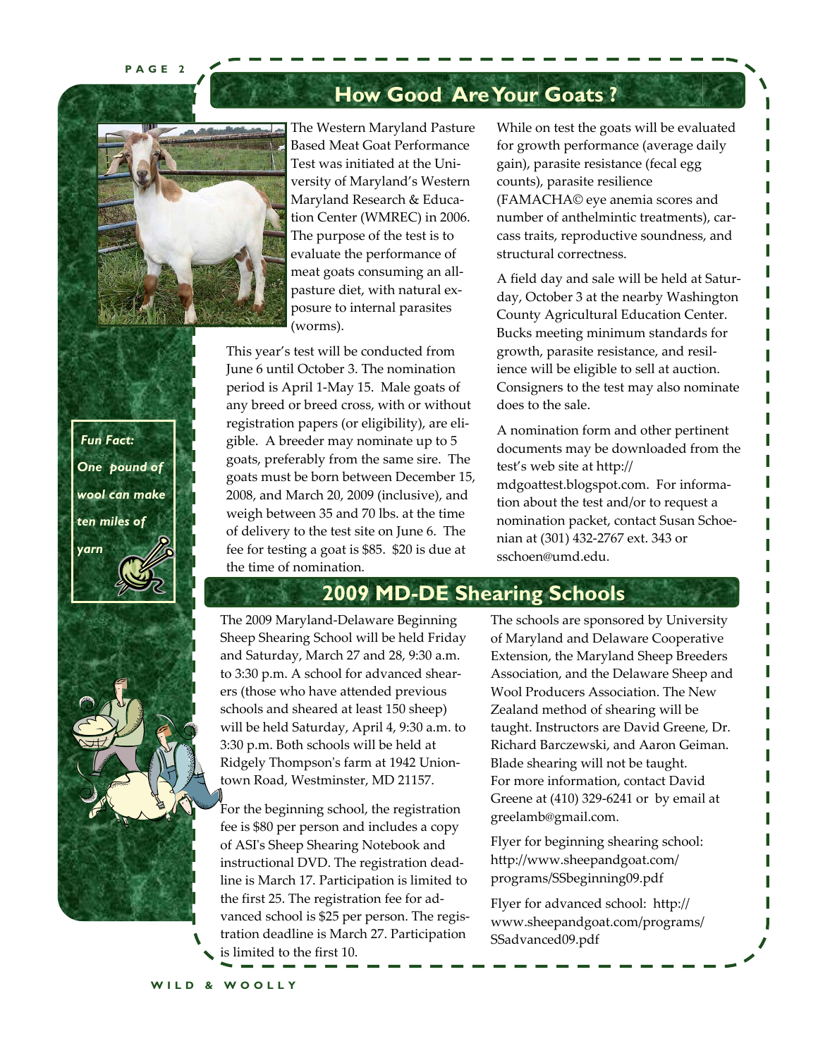## How Good Are Your Goats?

The Western Maryland Pasture Based Meat Goat Performance Test was initiated at the University of Maryland's Western Maryland Research & Education Center (WMREC) in 2006. The purpose of the test is to evaluate the performance of meat goats consuming an all-pasture diet, with natural exposure to internal parasites (worms).

This year's test will be conducted from June 6 until October 3. The nomination period is April 1-May 15. Male goats of any breed or breed cross, with or without registration papers (or eligibility), are eligible. A breeder may nominate up to 5 goats, preferably from the same sire. The goats must be born between December 15, 2008, and March 20, 2009 (inclusive), and weigh between 35 and 70 lbs. at the time of delivery to the test site on June 6. The fee for testing a goat is $85. $20 is due at the time of nomination.

While on test the goats will be evaluated for growth performance (average daily gain), parasite resistance (fecal egg counts), parasite resilience (FAMACHA© eye anemia scores and number of anthelmintic treatments), carcass traits, reproductive soundness, and structural correctness.

A field day and sale will be held at Saturday, October 3 at the nearby Washington County Agricultural Education Center. Bucks meeting minimum standards for growth, parasite resistance, and resilience will be eligible to sell at auction. Consigners to the test may also nominate does to the sale.

A nomination form and other pertinent documents may be downloaded from the test's web site at http://mdgoattest.blogspot.com. For information about the test and/or to request a nomination packet, contact Susan Schoenian at (301) 432-2767 ext. 343 or sschoen@umd.edu.

*Fun Fact: One pound of wool can make ten miles of yarn*

## 2009 MD-DE Shearing Schools

The 2009 Maryland-Delaware Beginning Sheep Shearing School will be held Friday and Saturday, March 27 and 28, 9:30 a.m. to 3:30 p.m. A school for advanced shearers (those who have attended previous schools and sheared at least 150 sheep) will be held Saturday, April 4, 9:30 a.m. to 3:30 p.m. Both schools will be held at Ridgely Thompson's farm at 1942 Uniontown Road, Westminster, MD 21157.

For the beginning school, the registration fee is $80 per person and includes a copy of ASI's Sheep Shearing Notebook and instructional DVD. The registration deadline is March 17. Participation is limited to the first 25. The registration fee for advanced school is $25 per person. The registration deadline is March 27. Participation is limited to the first 10.

The schools are sponsored by University of Maryland and Delaware Cooperative Extension, the Maryland Sheep Breeders Association, and the Delaware Sheep and Wool Producers Association. The New Zealand method of shearing will be taught. Instructors are David Greene, Dr. Richard Barczewski, and Aaron Geiman. Blade shearing will not be taught. For more information, contact David Greene at (410) 329-6241 or by email at greelamb@gmail.com.

Flyer for beginning shearing school: http://www.sheepandgoat.com/programs/SSbeginning09.pdf

Flyer for advanced school: http://www.sheepandgoat.com/programs/SSadvanced09.pdf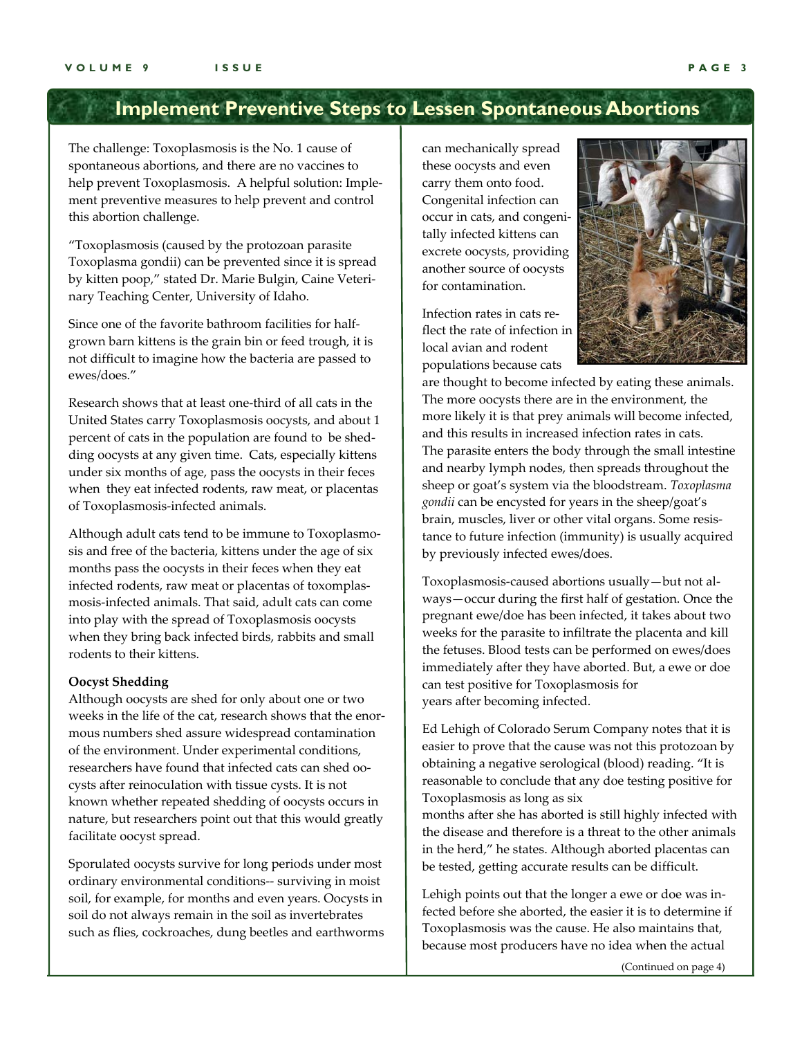# Implement Preventive Steps to Lessen Spontaneous Abortions

The challenge: Toxoplasmosis is the No. 1 cause of spontaneous abortions, and there are no vaccines to help prevent Toxoplasmosis. A helpful solution: Implement preventive measures to help prevent and control this abortion challenge.

"Toxoplasmosis (caused by the protozoan parasite Toxoplasma gondii) can be prevented since it is spread by kitten poop," stated Dr. Marie Bulgin, Caine Veterinary Teaching Center, University of Idaho.

Since one of the favorite bathroom facilities for half-grown barn kittens is the grain bin or feed trough, it is not difficult to imagine how the bacteria are passed to ewes/does."

Research shows that at least one-third of all cats in the United States carry Toxoplasmosis oocysts, and about 1 percent of cats in the population are found to be shedding oocysts at any given time. Cats, especially kittens under six months of age, pass the oocysts in their feces when they eat infected rodents, raw meat, or placentas of Toxoplasmosis-infected animals.

Although adult cats tend to be immune to Toxoplasmosis and free of the bacteria, kittens under the age of six months pass the oocysts in their feces when they eat infected rodents, raw meat or placentas of toxomplasmosis-infected animals. That said, adult cats can come into play with the spread of Toxoplasmosis oocysts when they bring back infected birds, rabbits and small rodents to their kittens.

**Oocyst Shedding**

Although oocysts are shed for only about one or two weeks in the life of the cat, research shows that the enormous numbers shed assure widespread contamination of the environment. Under experimental conditions, researchers have found that infected cats can shed oocysts after reinoculation with tissue cysts. It is not known whether repeated shedding of oocysts occurs in nature, but researchers point out that this would greatly facilitate oocyst spread.

Sporulated oocysts survive for long periods under most ordinary environmental conditions-- surviving in moist soil, for example, for months and even years. Oocysts in soil do not always remain in the soil as invertebrates such as flies, cockroaches, dung beetles and earthworms can mechanically spread these oocysts and even carry them onto food. Congenital infection can occur in cats, and congenitally infected kittens can excrete oocysts, providing another source of oocysts for contamination.

Infection rates in cats reflect the rate of infection in local avian and rodent populations because cats are thought to become infected by eating these animals. The more oocysts there are in the environment, the more likely it is that prey animals will become infected, and this results in increased infection rates in cats. The parasite enters the body through the small intestine and nearby lymph nodes, then spreads throughout the sheep or goat's system via the bloodstream. *Toxoplasma gondii* can be encysted for years in the sheep/goat's brain, muscles, liver or other vital organs. Some resistance to future infection (immunity) is usually acquired by previously infected ewes/does.

Toxoplasmosis-caused abortions usually—but not always—occur during the first half of gestation. Once the pregnant ewe/doe has been infected, it takes about two weeks for the parasite to infiltrate the placenta and kill the fetuses. Blood tests can be performed on ewes/does immediately after they have aborted. But, a ewe or doe can test positive for Toxoplasmosis for years after becoming infected.

Ed Lehigh of Colorado Serum Company notes that it is easier to prove that the cause was not this protozoan by obtaining a negative serological (blood) reading. "It is reasonable to conclude that any doe testing positive for Toxoplasmosis as long as six months after she has aborted is still highly infected with the disease and therefore is a threat to the other animals in the herd," he states. Although aborted placentas can be tested, getting accurate results can be difficult.

Lehigh points out that the longer a ewe or doe was infected before she aborted, the easier it is to determine if Toxoplasmosis was the cause. He also maintains that, because most producers have no idea when the actual

(Continued on page 4)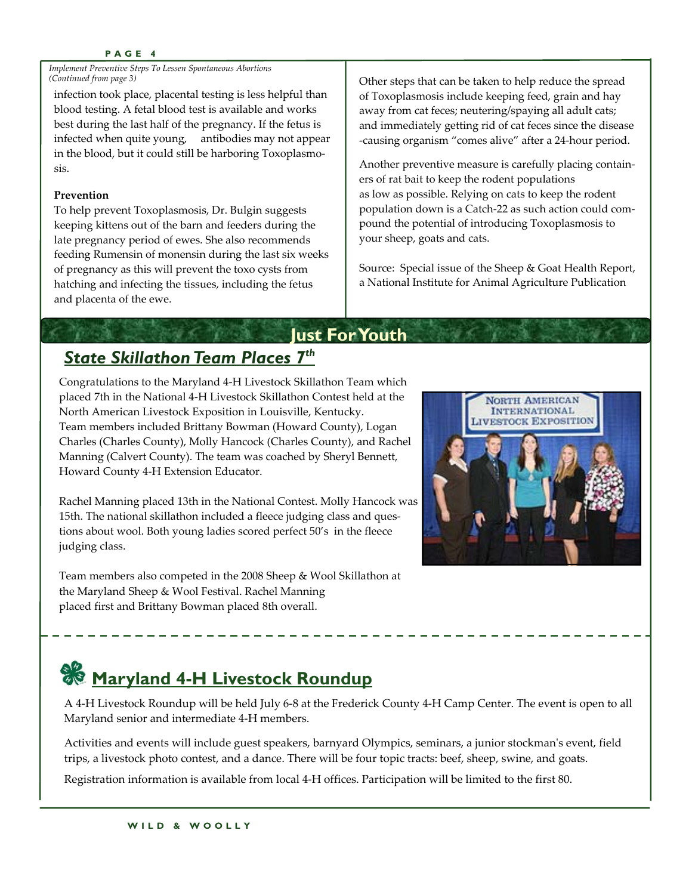*Implement Preventive Steps To Lessen Spontaneous Abortions (Continued from page 3)*

infection took place, placental testing is less helpful than blood testing. A fetal blood test is available and works best during the last half of the pregnancy. If the fetus is infected when quite young, antibodies may not appear in the blood, but it could still be harboring Toxoplasmosis.

**Prevention**

To help prevent Toxoplasmosis, Dr. Bulgin suggests keeping kittens out of the barn and feeders during the late pregnancy period of ewes. She also recommends feeding Rumensin of monensin during the last six weeks of pregnancy as this will prevent the toxo cysts from hatching and infecting the tissues, including the fetus and placenta of the ewe.

Other steps that can be taken to help reduce the spread of Toxoplasmosis include keeping feed, grain and hay away from cat feces; neutering/spaying all adult cats; and immediately getting rid of cat feces since the disease-causing organism "comes alive" after a 24-hour period.

Another preventive measure is carefully placing containers of rat bait to keep the rodent populations as low as possible. Relying on cats to keep the rodent population down is a Catch-22 as such action could compound the potential of introducing Toxoplasmosis to your sheep, goats and cats.

Source: Special issue of the Sheep & Goat Health Report, a National Institute for Animal Agriculture Publication

# Just For Youth

## State Skillathon Team Places 7th

Congratulations to the Maryland 4-H Livestock Skillathon Team which placed 7th in the National 4-H Livestock Skillathon Contest held at the North American Livestock Exposition in Louisville, Kentucky. Team members included Brittany Bowman (Howard County), Logan Charles (Charles County), Molly Hancock (Charles County), and Rachel Manning (Calvert County). The team was coached by Sheryl Bennett, Howard County 4-H Extension Educator.

Rachel Manning placed 13th in the National Contest. Molly Hancock was 15th. The national skillathon included a fleece judging class and questions about wool. Both young ladies scored perfect 50's in the fleece judging class.

Team members also competed in the 2008 Sheep & Wool Skillathon at the Maryland Sheep & Wool Festival. Rachel Manning placed first and Brittany Bowman placed 8th overall.

## Maryland 4-H Livestock Roundup

A 4-H Livestock Roundup will be held July 6-8 at the Frederick County 4-H Camp Center. The event is open to all Maryland senior and intermediate 4-H members.

Activities and events will include guest speakers, barnyard Olympics, seminars, a junior stockman's event, field trips, a livestock photo contest, and a dance. There will be four topic tracts: beef, sheep, swine, and goats.

Registration information is available from local 4-H offices. Participation will be limited to the first 80.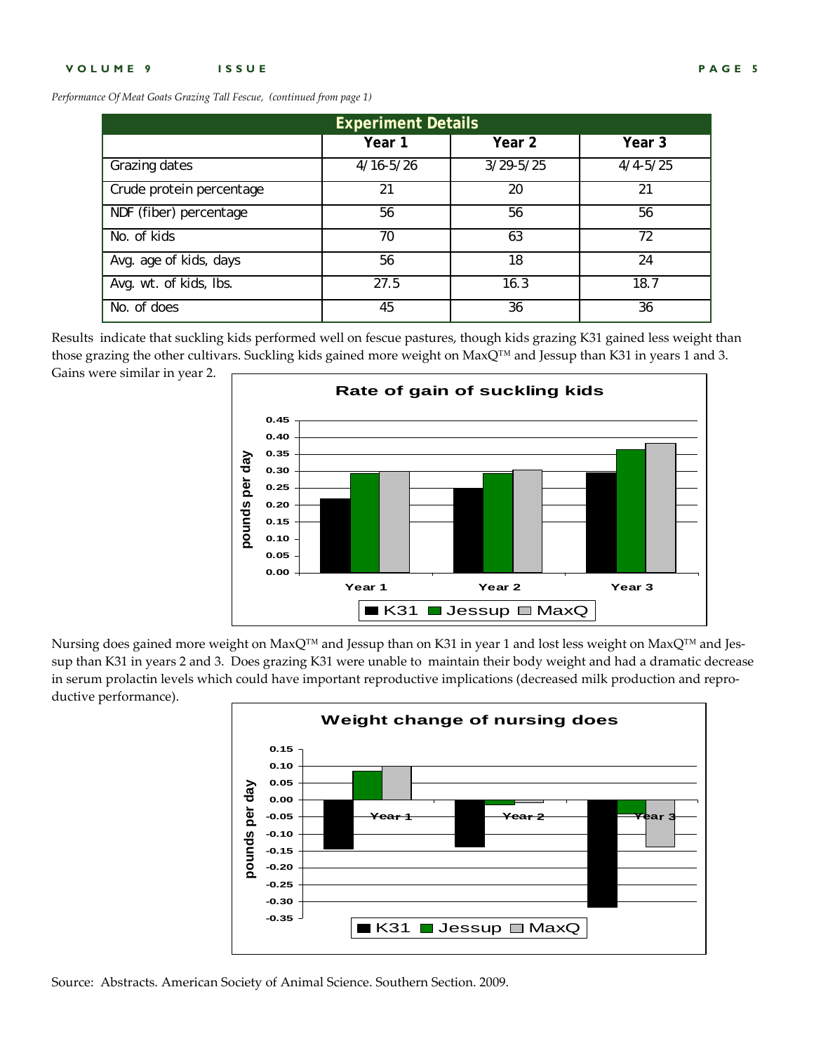*Performance Of Meat Goats Grazing Tall Fescue, (continued from page 1)*

| Experiment Details | | | |
|---|---|---|---|
| | Year 1 | Year 2 | Year 3 |
| Grazing dates | 4/16-5/26 | 3/29-5/25 | 4/4-5/25 |
| Crude protein percentage | 21 | 20 | 21 |
| NDF (fiber) percentage | 56 | 56 | 56 |
| No. of kids | 70 | 63 | 72 |
| Avg. age of kids, days | 56 | 18 | 24 |
| Avg. wt. of kids, lbs. | 27.5 | 16.3 | 18.7 |
| No. of does | 45 | 36 | 36 |

Results indicate that suckling kids performed well on fescue pastures, though kids grazing K31 gained less weight than those grazing the other cultivars. Suckling kids gained more weight on MaxQ™ and Jessup than K31 in years 1 and 3. Gains were similar in year 2.

Nursing does gained more weight on MaxQ™ and Jessup than on K31 in year 1 and lost less weight on MaxQ™ and Jessup than K31 in years 2 and 3. Does grazing K31 were unable to maintain their body weight and had a dramatic decrease in serum prolactin levels which could have important reproductive implications (decreased milk production and reproductive performance).

Source: Abstracts. American Society of Animal Science. Southern Section. 2009.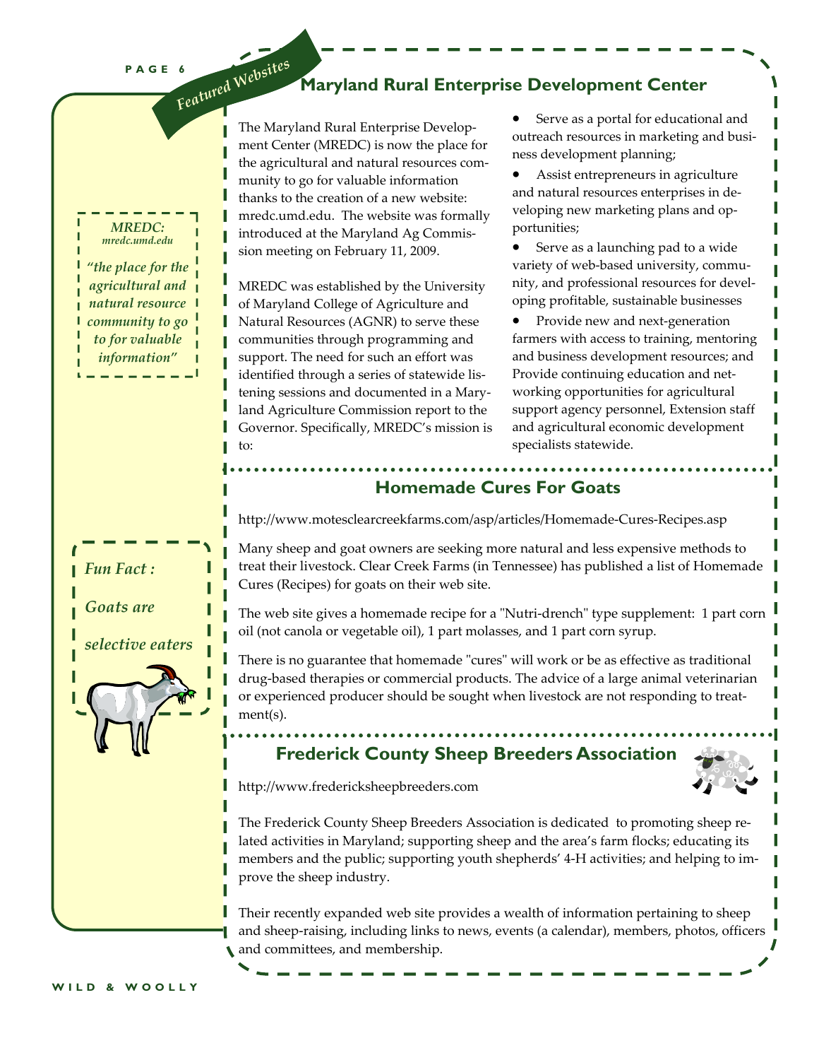*Featured Websites*

## Maryland Rural Enterprise Development Center

The Maryland Rural Enterprise Development Center (MREDC) is now the place for the agricultural and natural resources community to go for valuable information thanks to the creation of a new website: mredc.umd.edu. The website was formally introduced at the Maryland Ag Commission meeting on February 11, 2009.

MREDC was established by the University of Maryland College of Agriculture and Natural Resources (AGNR) to serve these communities through programming and support. The need for such an effort was identified through a series of statewide listening sessions and documented in a Maryland Agriculture Commission report to the Governor. Specifically, MREDC's mission is to:

- Serve as a portal for educational and outreach resources in marketing and business development planning;
- Assist entrepreneurs in agriculture and natural resources enterprises in developing new marketing plans and opportunities;
- Serve as a launching pad to a wide variety of web-based university, community, and professional resources for developing profitable, sustainable businesses
- Provide new and next-generation farmers with access to training, mentoring and business development resources; and Provide continuing education and networking opportunities for agricultural support agency personnel, Extension staff and agricultural economic development specialists statewide.

*MREDC:*
*mredc.umd.edu*

*"the place for the agricultural and natural resource community to go to for valuable information"*

## Homemade Cures For Goats

http://www.motesclearcreekfarms.com/asp/articles/Homemade-Cures-Recipes.asp

Many sheep and goat owners are seeking more natural and less expensive methods to treat their livestock. Clear Creek Farms (in Tennessee) has published a list of Homemade Cures (Recipes) for goats on their web site.

The web site gives a homemade recipe for a "Nutri-drench" type supplement: 1 part corn oil (not canola or vegetable oil), 1 part molasses, and 1 part corn syrup.

There is no guarantee that homemade "cures" will work or be as effective as traditional drug-based therapies or commercial products. The advice of a large animal veterinarian or experienced producer should be sought when livestock are not responding to treatment(s).

*Fun Fact :*

*Goats are selective eaters*

## Frederick County Sheep Breeders Association

http://www.fredericksheepbreeders.com

The Frederick County Sheep Breeders Association is dedicated to promoting sheep related activities in Maryland; supporting sheep and the area's farm flocks; educating its members and the public; supporting youth shepherds' 4-H activities; and helping to improve the sheep industry.

Their recently expanded web site provides a wealth of information pertaining to sheep and sheep-raising, including links to news, events (a calendar), members, photos, officers and committees, and membership.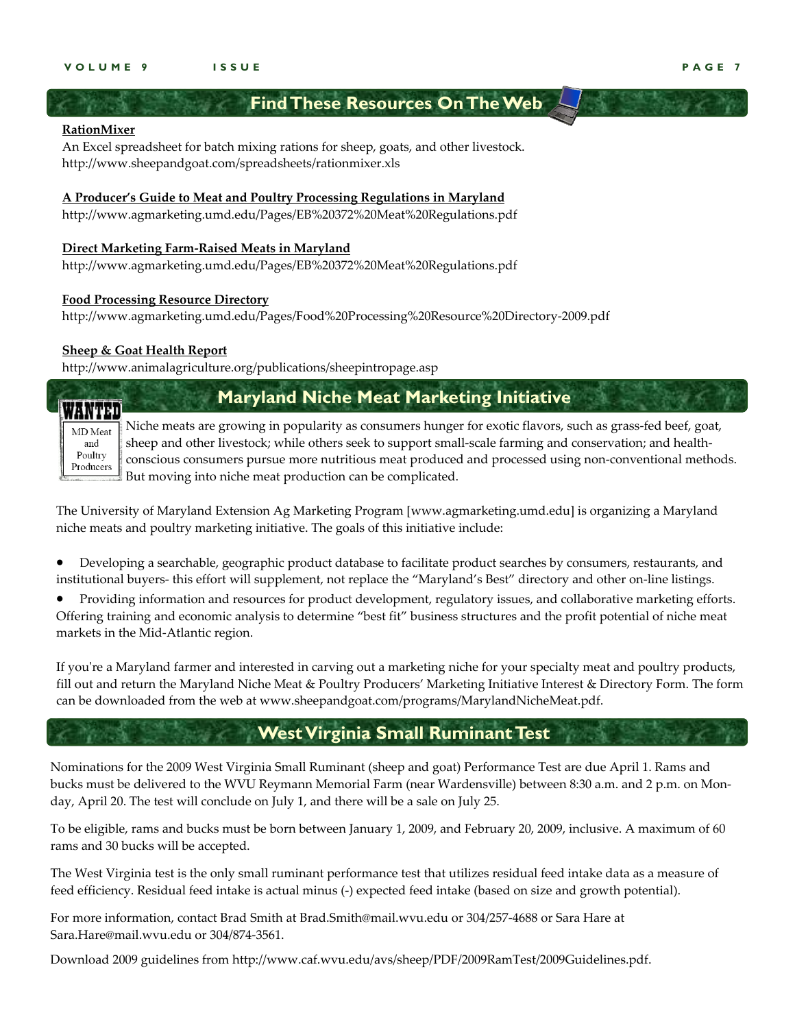## Find These Resources On The Web

**RationMixer**
An Excel spreadsheet for batch mixing rations for sheep, goats, and other livestock.
http://www.sheepandgoat.com/spreadsheets/rationmixer.xls

**A Producer's Guide to Meat and Poultry Processing Regulations in Maryland**
http://www.agmarketing.umd.edu/Pages/EB%20372%20Meat%20Regulations.pdf

**Direct Marketing Farm-Raised Meats in Maryland**
http://www.agmarketing.umd.edu/Pages/EB%20372%20Meat%20Regulations.pdf

**Food Processing Resource Directory**
http://www.agmarketing.umd.edu/Pages/Food%20Processing%20Resource%20Directory-2009.pdf

**Sheep & Goat Health Report**
http://www.animalagriculture.org/publications/sheepintropage.asp

## Maryland Niche Meat Marketing Initiative

WANTED
MD Meat and Poultry Producers

Niche meats are growing in popularity as consumers hunger for exotic flavors, such as grass-fed beef, goat, sheep and other livestock; while others seek to support small-scale farming and conservation; and health-conscious consumers pursue more nutritious meat produced and processed using non-conventional methods. But moving into niche meat production can be complicated.

The University of Maryland Extension Ag Marketing Program [www.agmarketing.umd.edu] is organizing a Maryland niche meats and poultry marketing initiative. The goals of this initiative include:

- Developing a searchable, geographic product database to facilitate product searches by consumers, restaurants, and institutional buyers- this effort will supplement, not replace the "Maryland's Best" directory and other on-line listings.
- Providing information and resources for product development, regulatory issues, and collaborative marketing efforts. Offering training and economic analysis to determine "best fit" business structures and the profit potential of niche meat markets in the Mid-Atlantic region.

If you're a Maryland farmer and interested in carving out a marketing niche for your specialty meat and poultry products, fill out and return the Maryland Niche Meat & Poultry Producers' Marketing Initiative Interest & Directory Form. The form can be downloaded from the web at www.sheepandgoat.com/programs/MarylandNicheMeat.pdf.

## West Virginia Small Ruminant Test

Nominations for the 2009 West Virginia Small Ruminant (sheep and goat) Performance Test are due April 1. Rams and bucks must be delivered to the WVU Reymann Memorial Farm (near Wardensville) between 8:30 a.m. and 2 p.m. on Monday, April 20. The test will conclude on July 1, and there will be a sale on July 25.

To be eligible, rams and bucks must be born between January 1, 2009, and February 20, 2009, inclusive. A maximum of 60 rams and 30 bucks will be accepted.

The West Virginia test is the only small ruminant performance test that utilizes residual feed intake data as a measure of feed efficiency. Residual feed intake is actual minus (-) expected feed intake (based on size and growth potential).

For more information, contact Brad Smith at Brad.Smith@mail.wvu.edu or 304/257-4688 or Sara Hare at Sara.Hare@mail.wvu.edu or 304/874-3561.

Download 2009 guidelines from http://www.caf.wvu.edu/avs/sheep/PDF/2009RamTest/2009Guidelines.pdf.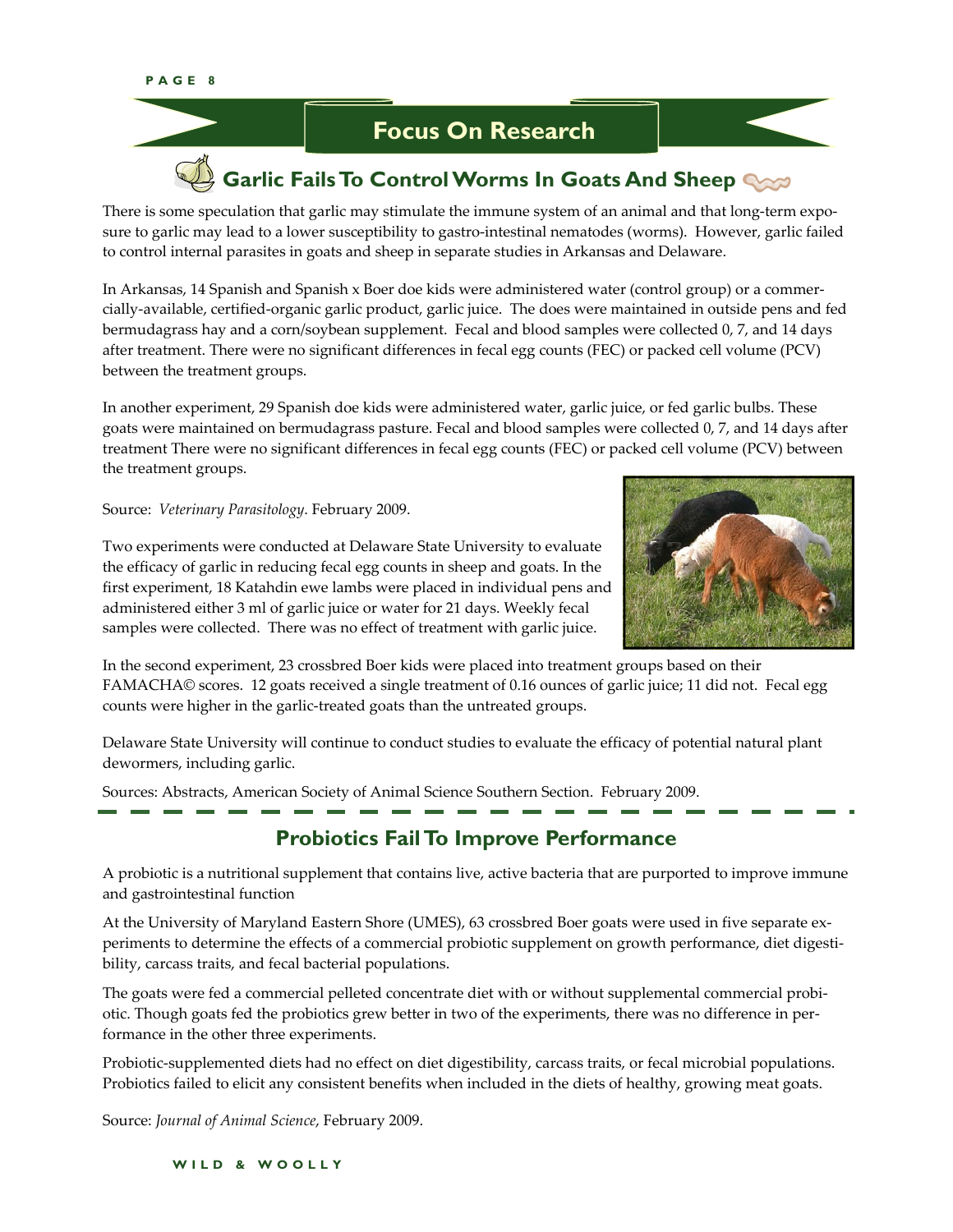# Focus On Research

## Garlic Fails To Control Worms In Goats And Sheep

There is some speculation that garlic may stimulate the immune system of an animal and that long-term exposure to garlic may lead to a lower susceptibility to gastro-intestinal nematodes (worms). However, garlic failed to control internal parasites in goats and sheep in separate studies in Arkansas and Delaware.

In Arkansas, 14 Spanish and Spanish x Boer doe kids were administered water (control group) or a commercially-available, certified-organic garlic product, garlic juice. The does were maintained in outside pens and fed bermudagrass hay and a corn/soybean supplement. Fecal and blood samples were collected 0, 7, and 14 days after treatment. There were no significant differences in fecal egg counts (FEC) or packed cell volume (PCV) between the treatment groups.

In another experiment, 29 Spanish doe kids were administered water, garlic juice, or fed garlic bulbs. These goats were maintained on bermudagrass pasture. Fecal and blood samples were collected 0, 7, and 14 days after treatment There were no significant differences in fecal egg counts (FEC) or packed cell volume (PCV) between the treatment groups.

Source: *Veterinary Parasitology*. February 2009.

Two experiments were conducted at Delaware State University to evaluate the efficacy of garlic in reducing fecal egg counts in sheep and goats. In the first experiment, 18 Katahdin ewe lambs were placed in individual pens and administered either 3 ml of garlic juice or water for 21 days. Weekly fecal samples were collected. There was no effect of treatment with garlic juice.

In the second experiment, 23 crossbred Boer kids were placed into treatment groups based on their FAMACHA© scores. 12 goats received a single treatment of 0.16 ounces of garlic juice; 11 did not. Fecal egg counts were higher in the garlic-treated goats than the untreated groups.

Delaware State University will continue to conduct studies to evaluate the efficacy of potential natural plant dewormers, including garlic.

Sources: Abstracts, American Society of Animal Science Southern Section. February 2009.

## Probiotics Fail To Improve Performance

A probiotic is a nutritional supplement that contains live, active bacteria that are purported to improve immune and gastrointestinal function

At the University of Maryland Eastern Shore (UMES), 63 crossbred Boer goats were used in five separate experiments to determine the effects of a commercial probiotic supplement on growth performance, diet digestibility, carcass traits, and fecal bacterial populations.

The goats were fed a commercial pelleted concentrate diet with or without supplemental commercial probiotic. Though goats fed the probiotics grew better in two of the experiments, there was no difference in performance in the other three experiments.

Probiotic-supplemented diets had no effect on diet digestibility, carcass traits, or fecal microbial populations. Probiotics failed to elicit any consistent benefits when included in the diets of healthy, growing meat goats.

Source: *Journal of Animal Science*, February 2009.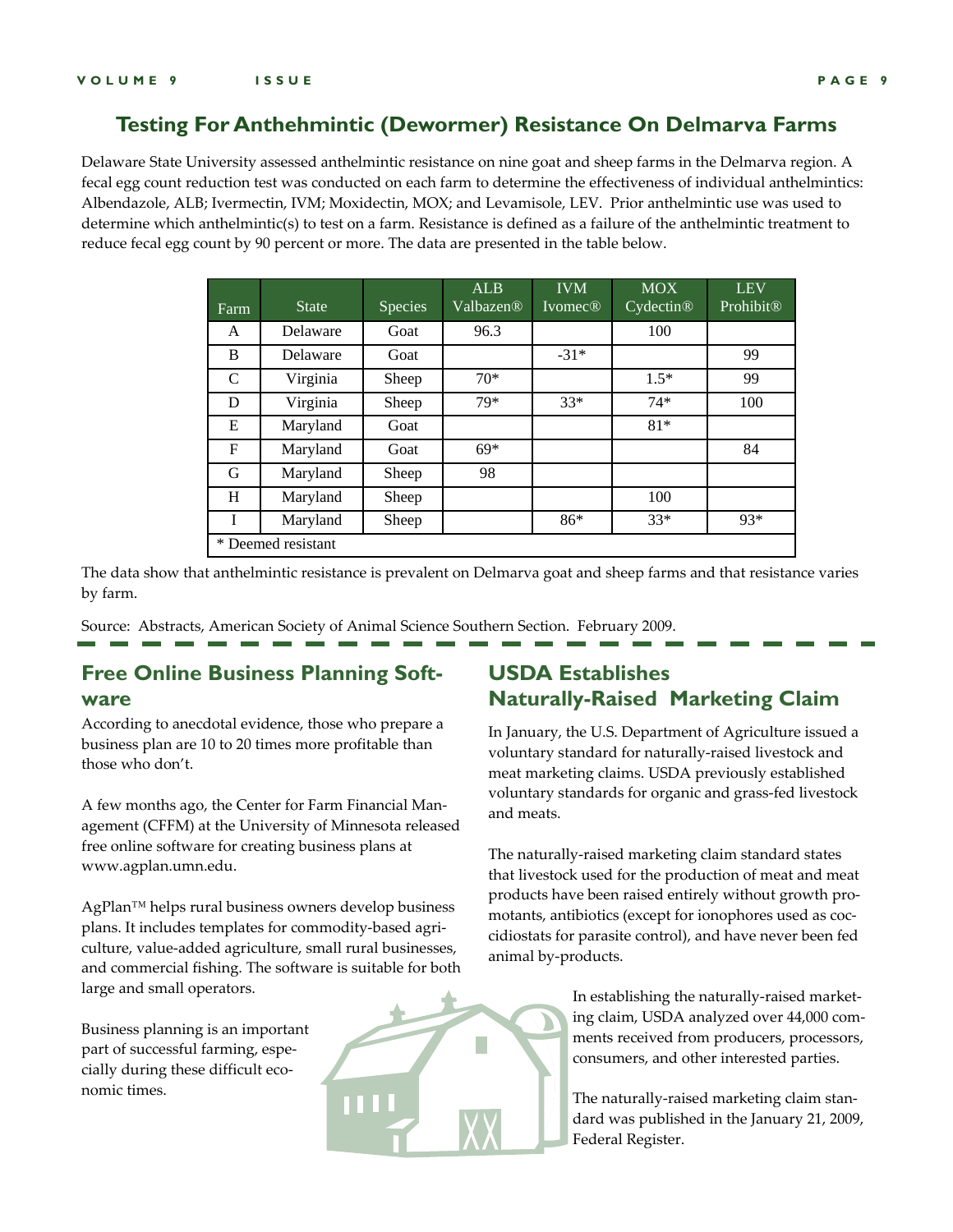## Testing For Anthehmintic (Dewormer) Resistance On Delmarva Farms

Delaware State University assessed anthelmintic resistance on nine goat and sheep farms in the Delmarva region. A fecal egg count reduction test was conducted on each farm to determine the effectiveness of individual anthelmintics: Albendazole, ALB; Ivermectin, IVM; Moxidectin, MOX; and Levamisole, LEV. Prior anthelmintic use was used to determine which anthelmintic(s) to test on a farm. Resistance is defined as a failure of the anthelmintic treatment to reduce fecal egg count by 90 percent or more. The data are presented in the table below.

| Farm | State | Species | ALB Valbazen® | IVM Ivomec® | MOX Cydectin® | LEV Prohibit® |
|---|---|---|---|---|---|---|
| A | Delaware | Goat | 96.3 | | 100 | |
| B | Delaware | Goat | | -31* | | 99 |
| C | Virginia | Sheep | 70* | | 1.5* | 99 |
| D | Virginia | Sheep | 79* | 33* | 74* | 100 |
| E | Maryland | Goat | | | 81* | |
| F | Maryland | Goat | 69* | | | 84 |
| G | Maryland | Sheep | 98 | | | |
| H | Maryland | Sheep | | | 100 | |
| I | Maryland | Sheep | | 86* | 33* | 93* |

* Deemed resistant

The data show that anthelmintic resistance is prevalent on Delmarva goat and sheep farms and that resistance varies by farm.

Source: Abstracts, American Society of Animal Science Southern Section. February 2009.

## Free Online Business Planning Software

According to anecdotal evidence, those who prepare a business plan are 10 to 20 times more profitable than those who don't.

A few months ago, the Center for Farm Financial Management (CFFM) at the University of Minnesota released free online software for creating business plans at www.agplan.umn.edu.

AgPlan™ helps rural business owners develop business plans. It includes templates for commodity-based agriculture, value-added agriculture, small rural businesses, and commercial fishing. The software is suitable for both large and small operators.

Business planning is an important part of successful farming, especially during these difficult economic times.

## USDA Establishes Naturally-Raised Marketing Claim

In January, the U.S. Department of Agriculture issued a voluntary standard for naturally-raised livestock and meat marketing claims. USDA previously established voluntary standards for organic and grass-fed livestock and meats.

The naturally-raised marketing claim standard states that livestock used for the production of meat and meat products have been raised entirely without growth promotants, antibiotics (except for ionophores used as coccidiostats for parasite control), and have never been fed animal by-products.

In establishing the naturally-raised marketing claim, USDA analyzed over 44,000 comments received from producers, processors, consumers, and other interested parties.

The naturally-raised marketing claim standard was published in the January 21, 2009, Federal Register.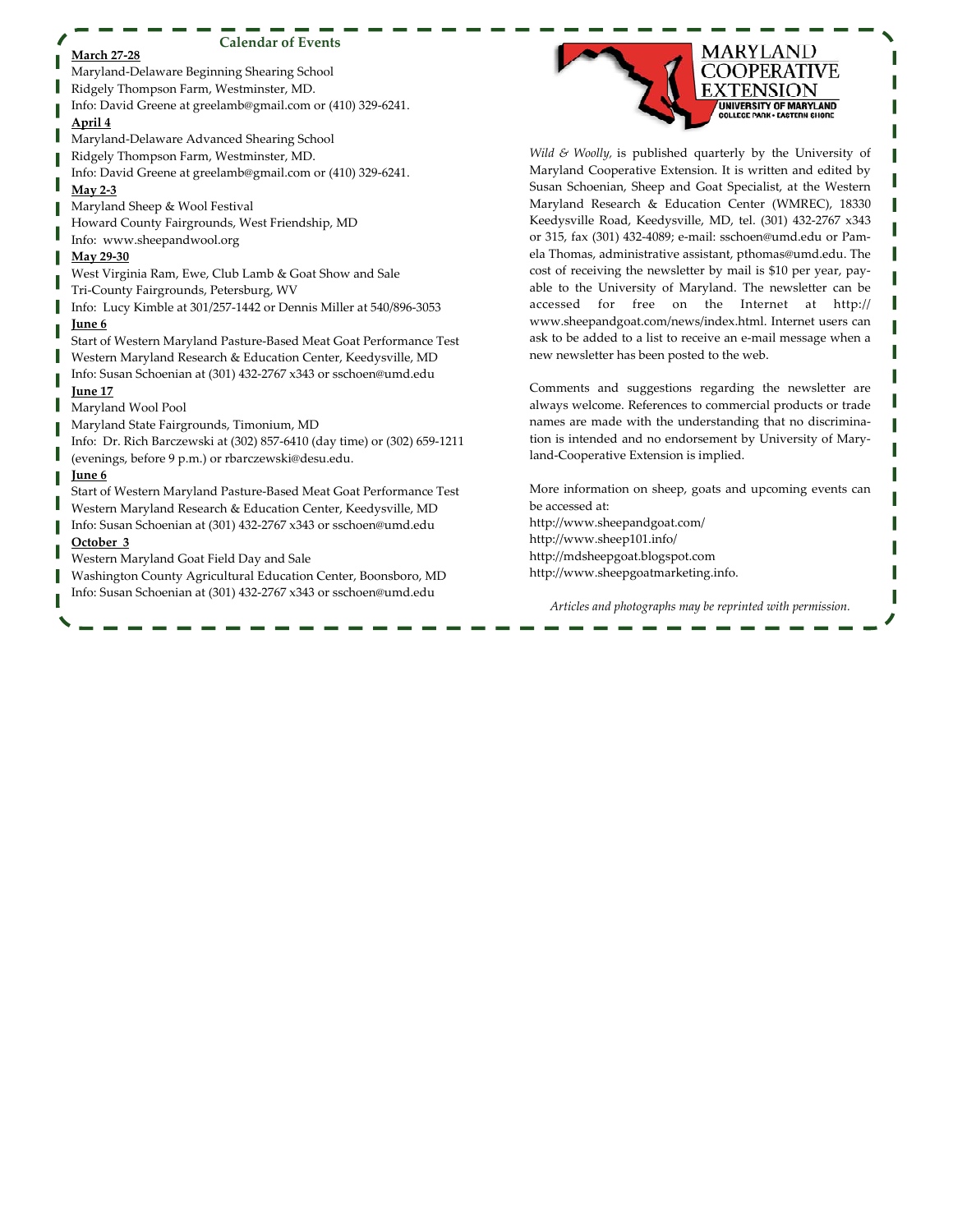## Calendar of Events

**March 27-28**
Maryland-Delaware Beginning Shearing School
Ridgely Thompson Farm, Westminster, MD.
Info: David Greene at greelamb@gmail.com or (410) 329-6241.

**April 4**
Maryland-Delaware Advanced Shearing School
Ridgely Thompson Farm, Westminster, MD.
Info: David Greene at greelamb@gmail.com or (410) 329-6241.

**May 2-3**
Maryland Sheep & Wool Festival
Howard County Fairgrounds, West Friendship, MD
Info: www.sheepandwool.org

**May 29-30**
West Virginia Ram, Ewe, Club Lamb & Goat Show and Sale
Tri-County Fairgrounds, Petersburg, WV
Info: Lucy Kimble at 301/257-1442 or Dennis Miller at 540/896-3053

**June 6**
Start of Western Maryland Pasture-Based Meat Goat Performance Test
Western Maryland Research & Education Center, Keedysville, MD
Info: Susan Schoenian at (301) 432-2767 x343 or sschoen@umd.edu

**June 17**
Maryland Wool Pool
Maryland State Fairgrounds, Timonium, MD
Info: Dr. Rich Barczewski at (302) 857-6410 (day time) or (302) 659-1211 (evenings, before 9 p.m.) or rbarczewski@desu.edu.

**June 6**
Start of Western Maryland Pasture-Based Meat Goat Performance Test
Western Maryland Research & Education Center, Keedysville, MD
Info: Susan Schoenian at (301) 432-2767 x343 or sschoen@umd.edu

**October 3**
Western Maryland Goat Field Day and Sale
Washington County Agricultural Education Center, Boonsboro, MD
Info: Susan Schoenian at (301) 432-2767 x343 or sschoen@umd.edu

MARYLAND COOPERATIVE EXTENSION
UNIVERSITY OF MARYLAND
COLLEGE PARK • EASTERN SHORE

*Wild & Woolly*, is published quarterly by the University of Maryland Cooperative Extension. It is written and edited by Susan Schoenian, Sheep and Goat Specialist, at the Western Maryland Research & Education Center (WMREC), 18330 Keedysville Road, Keedysville, MD, tel. (301) 432-2767 x343 or 315, fax (301) 432-4089; e-mail: sschoen@umd.edu or Pamela Thomas, administrative assistant, pthomas@umd.edu. The cost of receiving the newsletter by mail is $10 per year, payable to the University of Maryland. The newsletter can be accessed for free on the Internet at http://www.sheepandgoat.com/news/index.html. Internet users can ask to be added to a list to receive an e-mail message when a new newsletter has been posted to the web.

Comments and suggestions regarding the newsletter are always welcome. References to commercial products or trade names are made with the understanding that no discrimination is intended and no endorsement by University of Maryland-Cooperative Extension is implied.

More information on sheep, goats and upcoming events can be accessed at:
http://www.sheepandgoat.com/
http://www.sheep101.info/
http://mdsheepgoat.blogspot.com
http://www.sheepgoatmarketing.info.

*Articles and photographs may be reprinted with permission.*